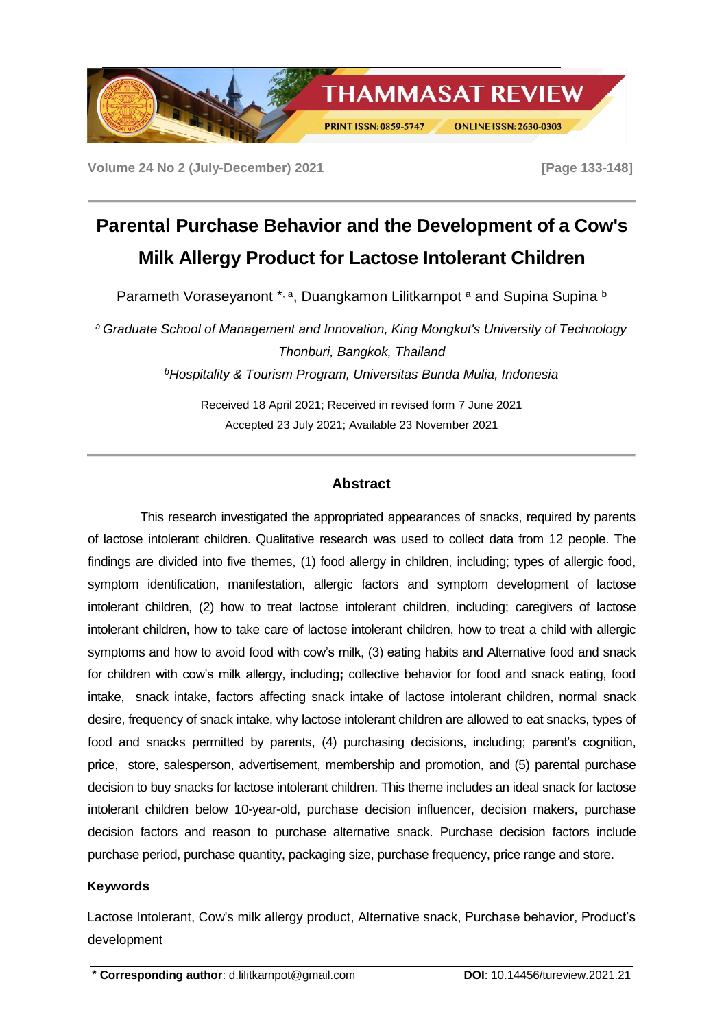# Parental Purchase Behavior and the Development of a Cow's Milk Allergy Product for Lactose Intolerant Children

Parameth Voraseyanont *, [a], Duangkamon Lilitkarnpot [a] and Supina Supina [b]

[a] *Graduate School of Management and Innovation, King Mongkut's University of Technology Thonburi, Bangkok, Thailand*

[b] *Hospitality & Tourism Program, Universitas Bunda Mulia, Indonesia*

Received 18 April 2021; Received in revised form 7 June 2021
Accepted 23 July 2021; Available 23 November 2021

## Abstract

This research investigated the appropriated appearances of snacks, required by parents of lactose intolerant children. Qualitative research was used to collect data from 12 people. The findings are divided into five themes, (1) food allergy in children, including; types of allergic food, symptom identification, manifestation, allergic factors and symptom development of lactose intolerant children, (2) how to treat lactose intolerant children, including; caregivers of lactose intolerant children, how to take care of lactose intolerant children, how to treat a child with allergic symptoms and how to avoid food with cow's milk, (3) eating habits and Alternative food and snack for children with cow's milk allergy, including; collective behavior for food and snack eating, food intake, snack intake, factors affecting snack intake of lactose intolerant children, normal snack desire, frequency of snack intake, why lactose intolerant children are allowed to eat snacks, types of food and snacks permitted by parents, (4) purchasing decisions, including; parent's cognition, price, store, salesperson, advertisement, membership and promotion, and (5) parental purchase decision to buy snacks for lactose intolerant children. This theme includes an ideal snack for lactose intolerant children below 10-year-old, purchase decision influencer, decision makers, purchase decision factors and reason to purchase alternative snack. Purchase decision factors include purchase period, purchase quantity, packaging size, purchase frequency, price range and store.

### Keywords

Lactose Intolerant, Cow's milk allergy product, Alternative snack, Purchase behavior, Product's development

---

**\* Corresponding author**: d.lilitkarnpot@gmail.com  **DOI**: 10.14456/tureview.2021.21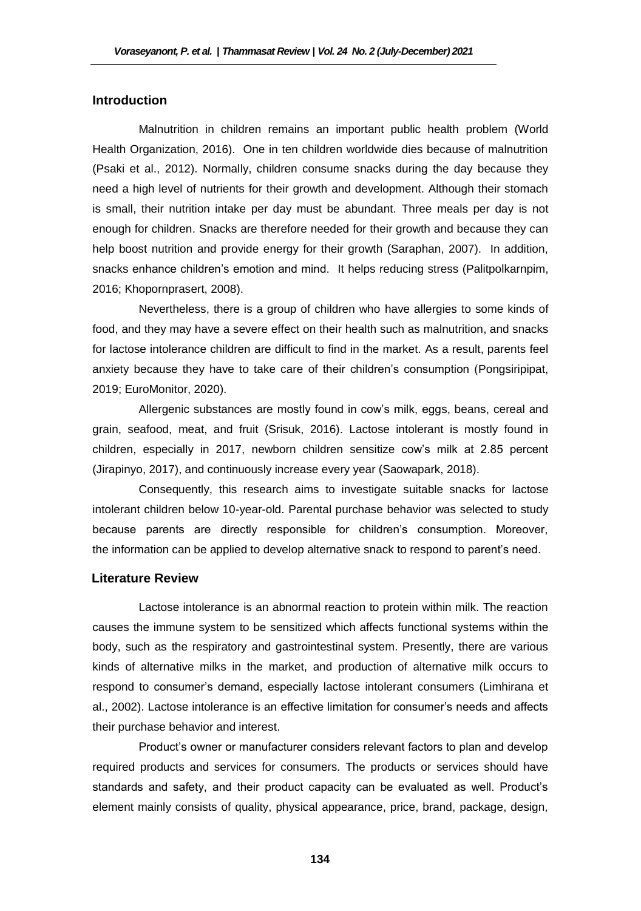## Introduction

Malnutrition in children remains an important public health problem (World Health Organization, 2016). One in ten children worldwide dies because of malnutrition (Psaki et al., 2012). Normally, children consume snacks during the day because they need a high level of nutrients for their growth and development. Although their stomach is small, their nutrition intake per day must be abundant. Three meals per day is not enough for children. Snacks are therefore needed for their growth and because they can help boost nutrition and provide energy for their growth (Saraphan, 2007). In addition, snacks enhance children's emotion and mind. It helps reducing stress (Palitpolkarnpim, 2016; Khopornprasert, 2008).

Nevertheless, there is a group of children who have allergies to some kinds of food, and they may have a severe effect on their health such as malnutrition, and snacks for lactose intolerance children are difficult to find in the market. As a result, parents feel anxiety because they have to take care of their children's consumption (Pongsiripipat, 2019; EuroMonitor, 2020).

Allergenic substances are mostly found in cow's milk, eggs, beans, cereal and grain, seafood, meat, and fruit (Srisuk, 2016). Lactose intolerant is mostly found in children, especially in 2017, newborn children sensitize cow's milk at 2.85 percent (Jirapinyo, 2017), and continuously increase every year (Saowapark, 2018).

Consequently, this research aims to investigate suitable snacks for lactose intolerant children below 10-year-old. Parental purchase behavior was selected to study because parents are directly responsible for children's consumption. Moreover, the information can be applied to develop alternative snack to respond to parent's need.

## Literature Review

Lactose intolerance is an abnormal reaction to protein within milk. The reaction causes the immune system to be sensitized which affects functional systems within the body, such as the respiratory and gastrointestinal system. Presently, there are various kinds of alternative milks in the market, and production of alternative milk occurs to respond to consumer's demand, especially lactose intolerant consumers (Limhirana et al., 2002). Lactose intolerance is an effective limitation for consumer's needs and affects their purchase behavior and interest.

Product's owner or manufacturer considers relevant factors to plan and develop required products and services for consumers. The products or services should have standards and safety, and their product capacity can be evaluated as well. Product's element mainly consists of quality, physical appearance, price, brand, package, design,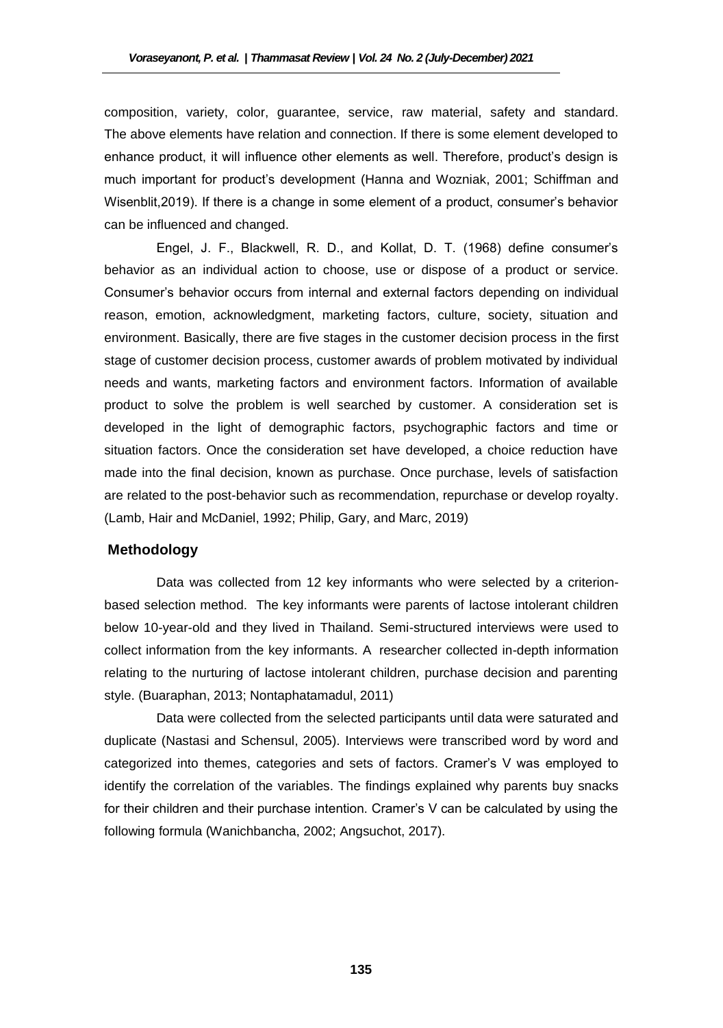composition, variety, color, guarantee, service, raw material, safety and standard. The above elements have relation and connection. If there is some element developed to enhance product, it will influence other elements as well. Therefore, product's design is much important for product's development (Hanna and Wozniak, 2001; Schiffman and Wisenblit,2019). If there is a change in some element of a product, consumer's behavior can be influenced and changed.

Engel, J. F., Blackwell, R. D., and Kollat, D. T. (1968) define consumer's behavior as an individual action to choose, use or dispose of a product or service. Consumer's behavior occurs from internal and external factors depending on individual reason, emotion, acknowledgment, marketing factors, culture, society, situation and environment. Basically, there are five stages in the customer decision process in the first stage of customer decision process, customer awards of problem motivated by individual needs and wants, marketing factors and environment factors. Information of available product to solve the problem is well searched by customer. A consideration set is developed in the light of demographic factors, psychographic factors and time or situation factors. Once the consideration set have developed, a choice reduction have made into the final decision, known as purchase. Once purchase, levels of satisfaction are related to the post-behavior such as recommendation, repurchase or develop royalty. (Lamb, Hair and McDaniel, 1992; Philip, Gary, and Marc, 2019)

## Methodology

Data was collected from 12 key informants who were selected by a criterion-based selection method. The key informants were parents of lactose intolerant children below 10-year-old and they lived in Thailand. Semi-structured interviews were used to collect information from the key informants. A researcher collected in-depth information relating to the nurturing of lactose intolerant children, purchase decision and parenting style. (Buaraphan, 2013; Nontaphatamadul, 2011)

Data were collected from the selected participants until data were saturated and duplicate (Nastasi and Schensul, 2005). Interviews were transcribed word by word and categorized into themes, categories and sets of factors. Cramer's V was employed to identify the correlation of the variables. The findings explained why parents buy snacks for their children and their purchase intention. Cramer's V can be calculated by using the following formula (Wanichbancha, 2002; Angsuchot, 2017).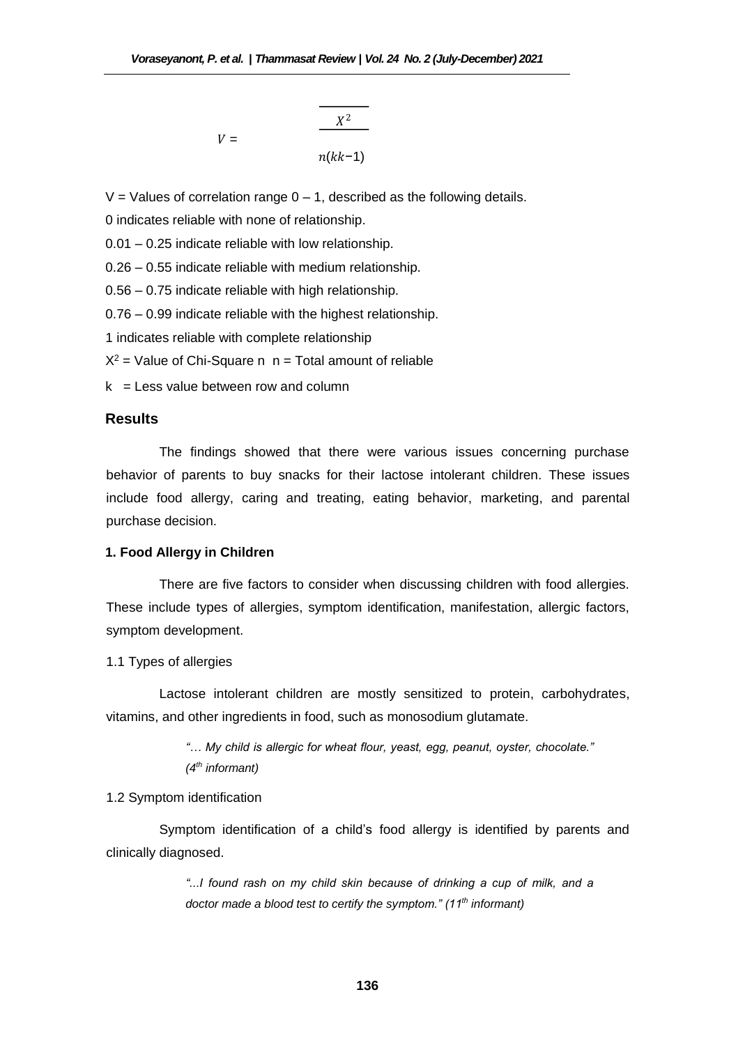$$V = \sqrt{\frac{X^2}{n(kk-1)}}$$

V = Values of correlation range 0 – 1, described as the following details.

0 indicates reliable with none of relationship.

0.01 – 0.25 indicate reliable with low relationship.

0.26 – 0.55 indicate reliable with medium relationship.

0.56 – 0.75 indicate reliable with high relationship.

0.76 – 0.99 indicate reliable with the highest relationship.

1 indicates reliable with complete relationship

$X^2$ = Value of Chi-Square n n = Total amount of reliable

k = Less value between row and column

## Results

The findings showed that there were various issues concerning purchase behavior of parents to buy snacks for their lactose intolerant children. These issues include food allergy, caring and treating, eating behavior, marketing, and parental purchase decision.

### 1. Food Allergy in Children

There are five factors to consider when discussing children with food allergies. These include types of allergies, symptom identification, manifestation, allergic factors, symptom development.

1.1 Types of allergies

Lactose intolerant children are mostly sensitized to protein, carbohydrates, vitamins, and other ingredients in food, such as monosodium glutamate.

> *"… My child is allergic for wheat flour, yeast, egg, peanut, oyster, chocolate." (4th informant)*

1.2 Symptom identification

Symptom identification of a child's food allergy is identified by parents and clinically diagnosed.

> *"...I found rash on my child skin because of drinking a cup of milk, and a doctor made a blood test to certify the symptom." (11th informant)*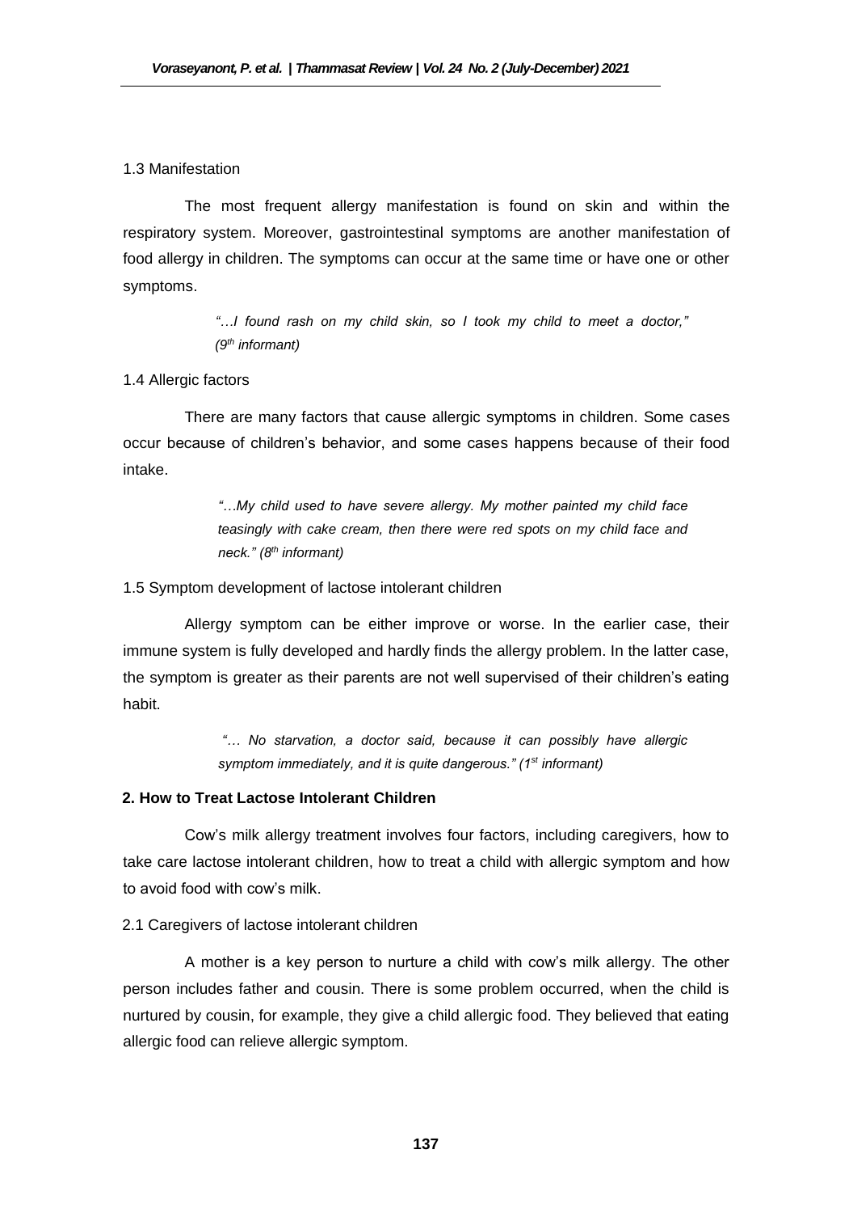1.3 Manifestation

The most frequent allergy manifestation is found on skin and within the respiratory system. Moreover, gastrointestinal symptoms are another manifestation of food allergy in children. The symptoms can occur at the same time or have one or other symptoms.

> *"…I found rash on my child skin, so I took my child to meet a doctor," (9th informant)*

1.4 Allergic factors

There are many factors that cause allergic symptoms in children. Some cases occur because of children's behavior, and some cases happens because of their food intake.

> *"…My child used to have severe allergy. My mother painted my child face teasingly with cake cream, then there were red spots on my child face and neck." (8th informant)*

1.5 Symptom development of lactose intolerant children

Allergy symptom can be either improve or worse. In the earlier case, their immune system is fully developed and hardly finds the allergy problem. In the latter case, the symptom is greater as their parents are not well supervised of their children's eating habit.

> *"… No starvation, a doctor said, because it can possibly have allergic symptom immediately, and it is quite dangerous." (1st informant)*

**2. How to Treat Lactose Intolerant Children**

Cow's milk allergy treatment involves four factors, including caregivers, how to take care lactose intolerant children, how to treat a child with allergic symptom and how to avoid food with cow's milk.

2.1 Caregivers of lactose intolerant children

A mother is a key person to nurture a child with cow's milk allergy. The other person includes father and cousin. There is some problem occurred, when the child is nurtured by cousin, for example, they give a child allergic food. They believed that eating allergic food can relieve allergic symptom.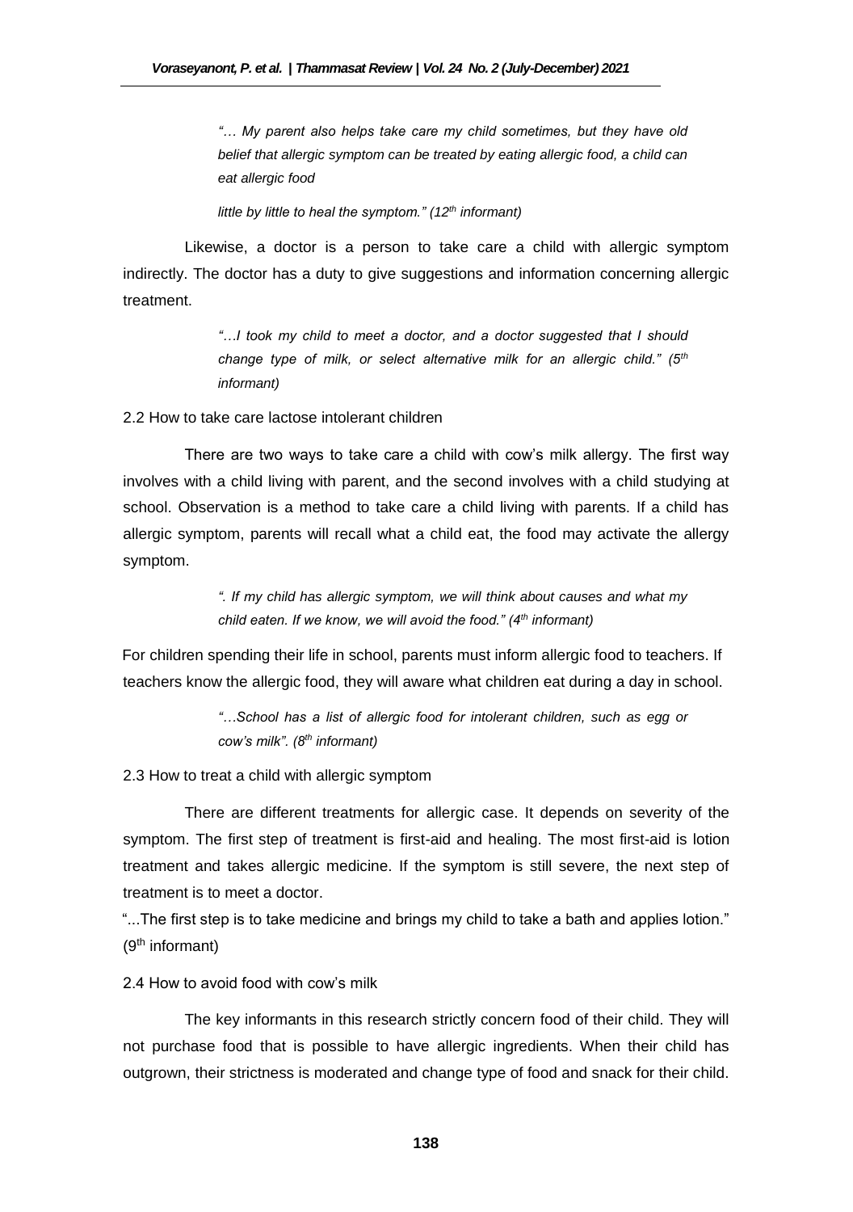> *"… My parent also helps take care my child sometimes, but they have old belief that allergic symptom can be treated by eating allergic food, a child can eat allergic food*
>
> *little by little to heal the symptom." (12th informant)*

Likewise, a doctor is a person to take care a child with allergic symptom indirectly. The doctor has a duty to give suggestions and information concerning allergic treatment.

> *"…I took my child to meet a doctor, and a doctor suggested that I should change type of milk, or select alternative milk for an allergic child." (5th informant)*

2.2 How to take care lactose intolerant children

There are two ways to take care a child with cow's milk allergy. The first way involves with a child living with parent, and the second involves with a child studying at school. Observation is a method to take care a child living with parents. If a child has allergic symptom, parents will recall what a child eat, the food may activate the allergy symptom.

> *". If my child has allergic symptom, we will think about causes and what my child eaten. If we know, we will avoid the food." (4th informant)*

For children spending their life in school, parents must inform allergic food to teachers. If teachers know the allergic food, they will aware what children eat during a day in school.

> *"…School has a list of allergic food for intolerant children, such as egg or cow's milk". (8th informant)*

2.3 How to treat a child with allergic symptom

There are different treatments for allergic case. It depends on severity of the symptom. The first step of treatment is first-aid and healing. The most first-aid is lotion treatment and takes allergic medicine. If the symptom is still severe, the next step of treatment is to meet a doctor.

"...The first step is to take medicine and brings my child to take a bath and applies lotion." (9th informant)

2.4 How to avoid food with cow's milk

The key informants in this research strictly concern food of their child. They will not purchase food that is possible to have allergic ingredients. When their child has outgrown, their strictness is moderated and change type of food and snack for their child.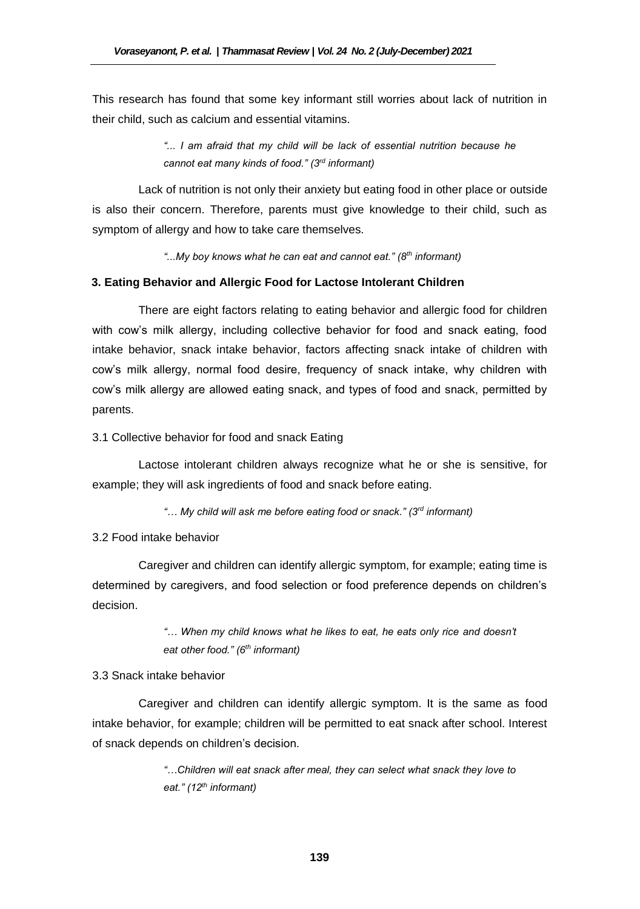This research has found that some key informant still worries about lack of nutrition in their child, such as calcium and essential vitamins.

> *"... I am afraid that my child will be lack of essential nutrition because he cannot eat many kinds of food." (3rd informant)*

Lack of nutrition is not only their anxiety but eating food in other place or outside is also their concern. Therefore, parents must give knowledge to their child, such as symptom of allergy and how to take care themselves.

> *"...My boy knows what he can eat and cannot eat." (8th informant)*

**3. Eating Behavior and Allergic Food for Lactose Intolerant Children**

There are eight factors relating to eating behavior and allergic food for children with cow's milk allergy, including collective behavior for food and snack eating, food intake behavior, snack intake behavior, factors affecting snack intake of children with cow's milk allergy, normal food desire, frequency of snack intake, why children with cow's milk allergy are allowed eating snack, and types of food and snack, permitted by parents.

3.1 Collective behavior for food and snack Eating

Lactose intolerant children always recognize what he or she is sensitive, for example; they will ask ingredients of food and snack before eating.

> *"… My child will ask me before eating food or snack." (3rd informant)*

3.2 Food intake behavior

Caregiver and children can identify allergic symptom, for example; eating time is determined by caregivers, and food selection or food preference depends on children's decision.

> *"… When my child knows what he likes to eat, he eats only rice and doesn't eat other food." (6th informant)*

3.3 Snack intake behavior

Caregiver and children can identify allergic symptom. It is the same as food intake behavior, for example; children will be permitted to eat snack after school. Interest of snack depends on children's decision.

> *"…Children will eat snack after meal, they can select what snack they love to eat." (12th informant)*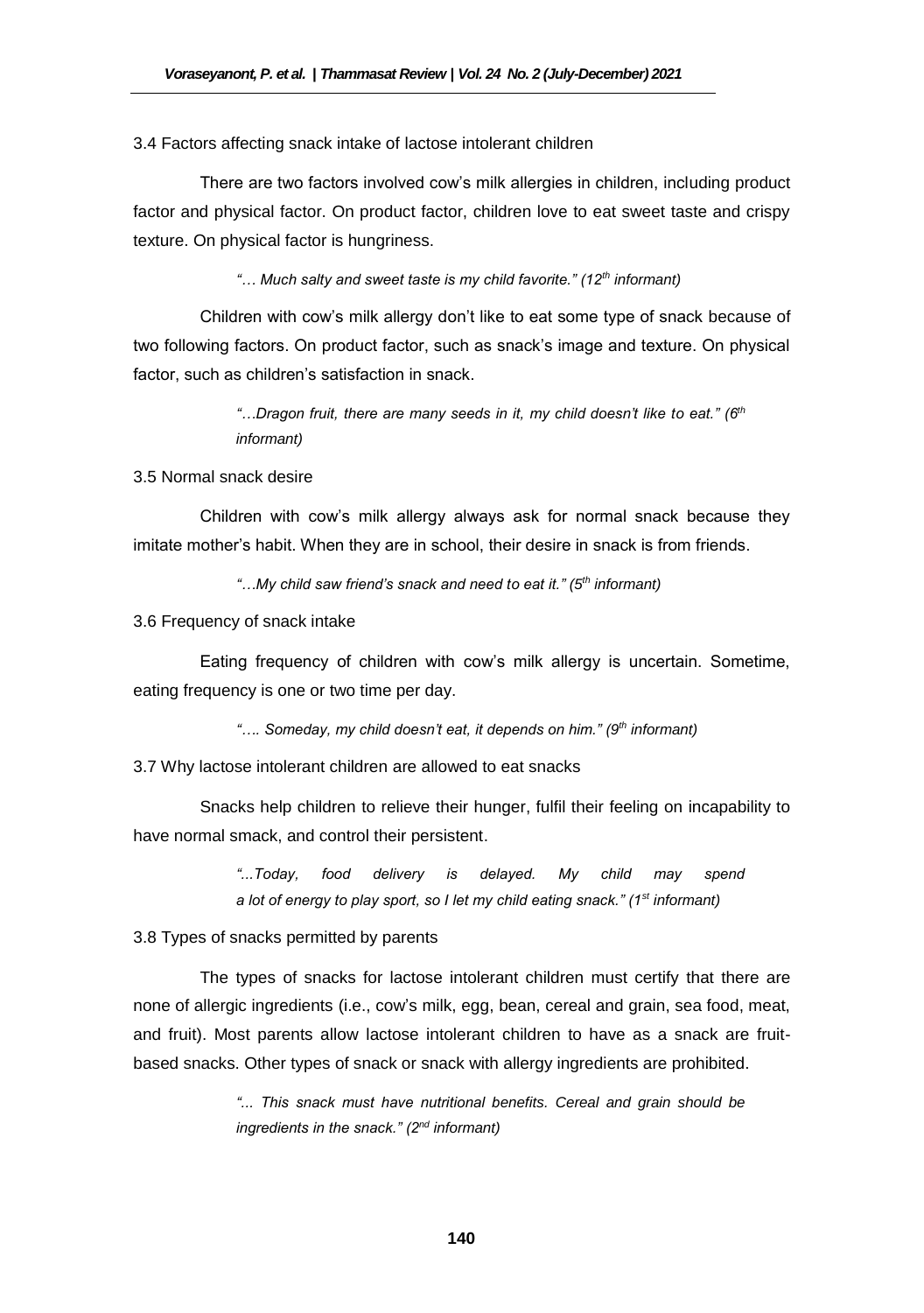### 3.4 Factors affecting snack intake of lactose intolerant children

There are two factors involved cow's milk allergies in children, including product factor and physical factor. On product factor, children love to eat sweet taste and crispy texture. On physical factor is hungriness.

> *"… Much salty and sweet taste is my child favorite." (12th informant)*

Children with cow's milk allergy don't like to eat some type of snack because of two following factors. On product factor, such as snack's image and texture. On physical factor, such as children's satisfaction in snack.

> *"…Dragon fruit, there are many seeds in it, my child doesn't like to eat." (6th informant)*

### 3.5 Normal snack desire

Children with cow's milk allergy always ask for normal snack because they imitate mother's habit. When they are in school, their desire in snack is from friends.

> *"…My child saw friend's snack and need to eat it." (5th informant)*

### 3.6 Frequency of snack intake

Eating frequency of children with cow's milk allergy is uncertain. Sometime, eating frequency is one or two time per day.

> *"…. Someday, my child doesn't eat, it depends on him." (9th informant)*

### 3.7 Why lactose intolerant children are allowed to eat snacks

Snacks help children to relieve their hunger, fulfil their feeling on incapability to have normal smack, and control their persistent.

> *"...Today, food delivery is delayed. My child may spend a lot of energy to play sport, so I let my child eating snack." (1st informant)*

### 3.8 Types of snacks permitted by parents

The types of snacks for lactose intolerant children must certify that there are none of allergic ingredients (i.e., cow's milk, egg, bean, cereal and grain, sea food, meat, and fruit). Most parents allow lactose intolerant children to have as a snack are fruit-based snacks. Other types of snack or snack with allergy ingredients are prohibited.

> *"... This snack must have nutritional benefits. Cereal and grain should be ingredients in the snack." (2nd informant)*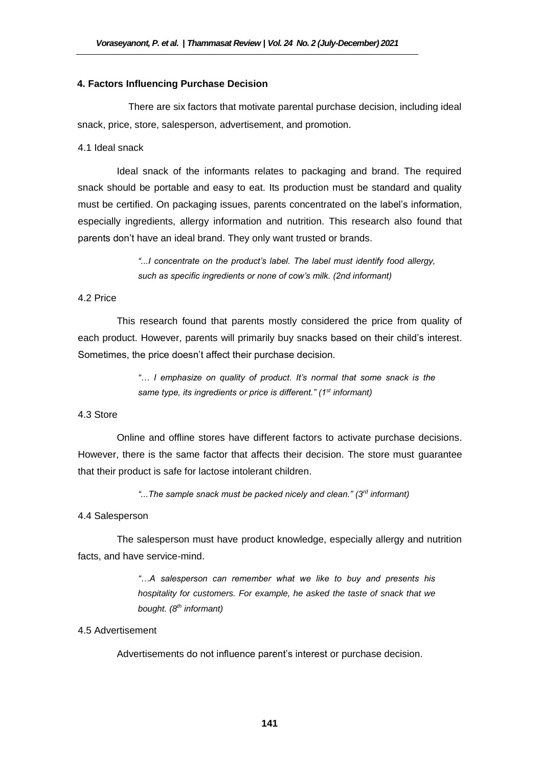### 4. Factors Influencing Purchase Decision

There are six factors that motivate parental purchase decision, including ideal snack, price, store, salesperson, advertisement, and promotion.

4.1 Ideal snack

Ideal snack of the informants relates to packaging and brand. The required snack should be portable and easy to eat. Its production must be standard and quality must be certified. On packaging issues, parents concentrated on the label's information, especially ingredients, allergy information and nutrition. This research also found that parents don't have an ideal brand. They only want trusted or brands.

> *"...I concentrate on the product's label. The label must identify food allergy, such as specific ingredients or none of cow's milk. (2nd informant)*

4.2 Price

This research found that parents mostly considered the price from quality of each product. However, parents will primarily buy snacks based on their child's interest. Sometimes, the price doesn't affect their purchase decision.

> *"… I emphasize on quality of product. It's normal that some snack is the same type, its ingredients or price is different." (1st informant)*

4.3 Store

Online and offline stores have different factors to activate purchase decisions. However, there is the same factor that affects their decision. The store must guarantee that their product is safe for lactose intolerant children.

> *"...The sample snack must be packed nicely and clean." (3rd informant)*

4.4 Salesperson

The salesperson must have product knowledge, especially allergy and nutrition facts, and have service-mind.

> *"…A salesperson can remember what we like to buy and presents his hospitality for customers. For example, he asked the taste of snack that we bought. (8th informant)*

4.5 Advertisement

Advertisements do not influence parent's interest or purchase decision.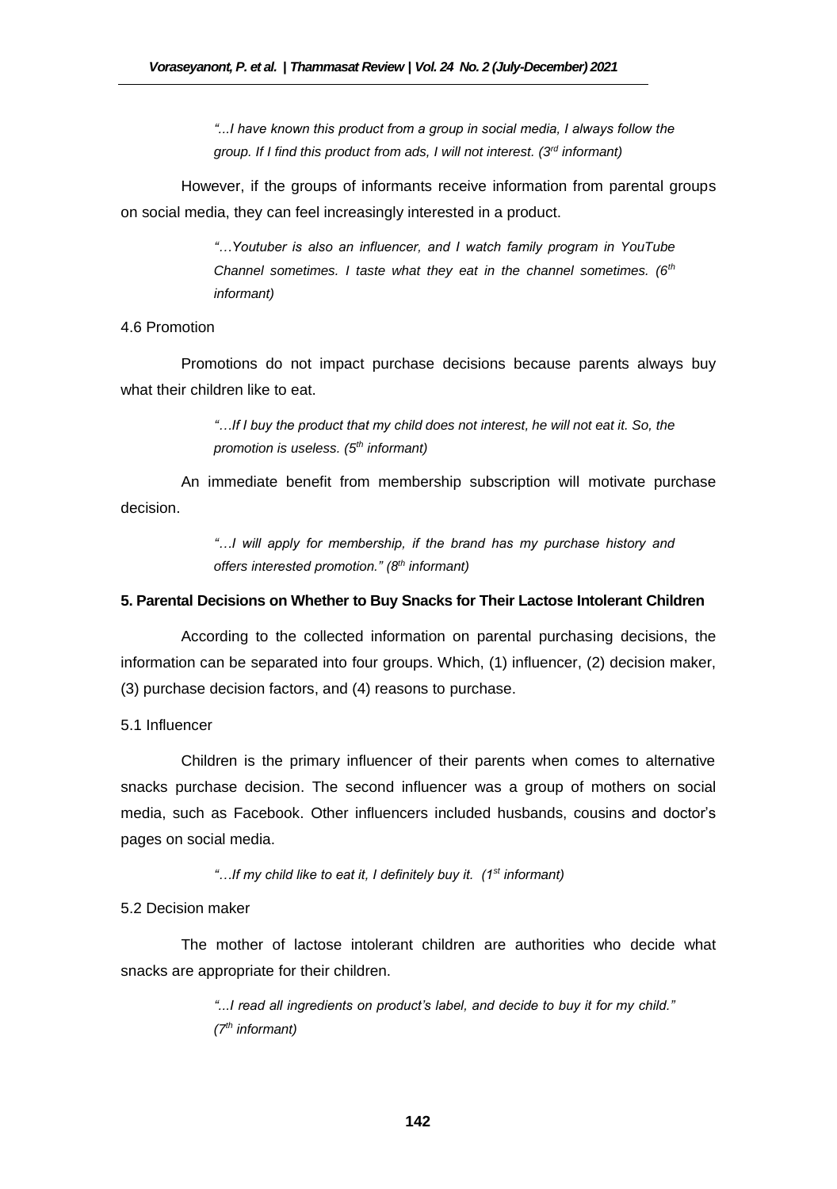*"...I have known this product from a group in social media, I always follow the group. If I find this product from ads, I will not interest. (3rd informant)*

However, if the groups of informants receive information from parental groups on social media, they can feel increasingly interested in a product.

*"…Youtuber is also an influencer, and I watch family program in YouTube Channel sometimes. I taste what they eat in the channel sometimes. (6th informant)*

4.6 Promotion

Promotions do not impact purchase decisions because parents always buy what their children like to eat.

*"…If I buy the product that my child does not interest, he will not eat it. So, the promotion is useless. (5th informant)*

An immediate benefit from membership subscription will motivate purchase decision.

*"…I will apply for membership, if the brand has my purchase history and offers interested promotion." (8th informant)*

**5. Parental Decisions on Whether to Buy Snacks for Their Lactose Intolerant Children**

According to the collected information on parental purchasing decisions, the information can be separated into four groups. Which, (1) influencer, (2) decision maker, (3) purchase decision factors, and (4) reasons to purchase.

5.1 Influencer

Children is the primary influencer of their parents when comes to alternative snacks purchase decision. The second influencer was a group of mothers on social media, such as Facebook. Other influencers included husbands, cousins and doctor's pages on social media.

*"…If my child like to eat it, I definitely buy it. (1st informant)*

5.2 Decision maker

The mother of lactose intolerant children are authorities who decide what snacks are appropriate for their children.

*"...I read all ingredients on product's label, and decide to buy it for my child." (7th informant)*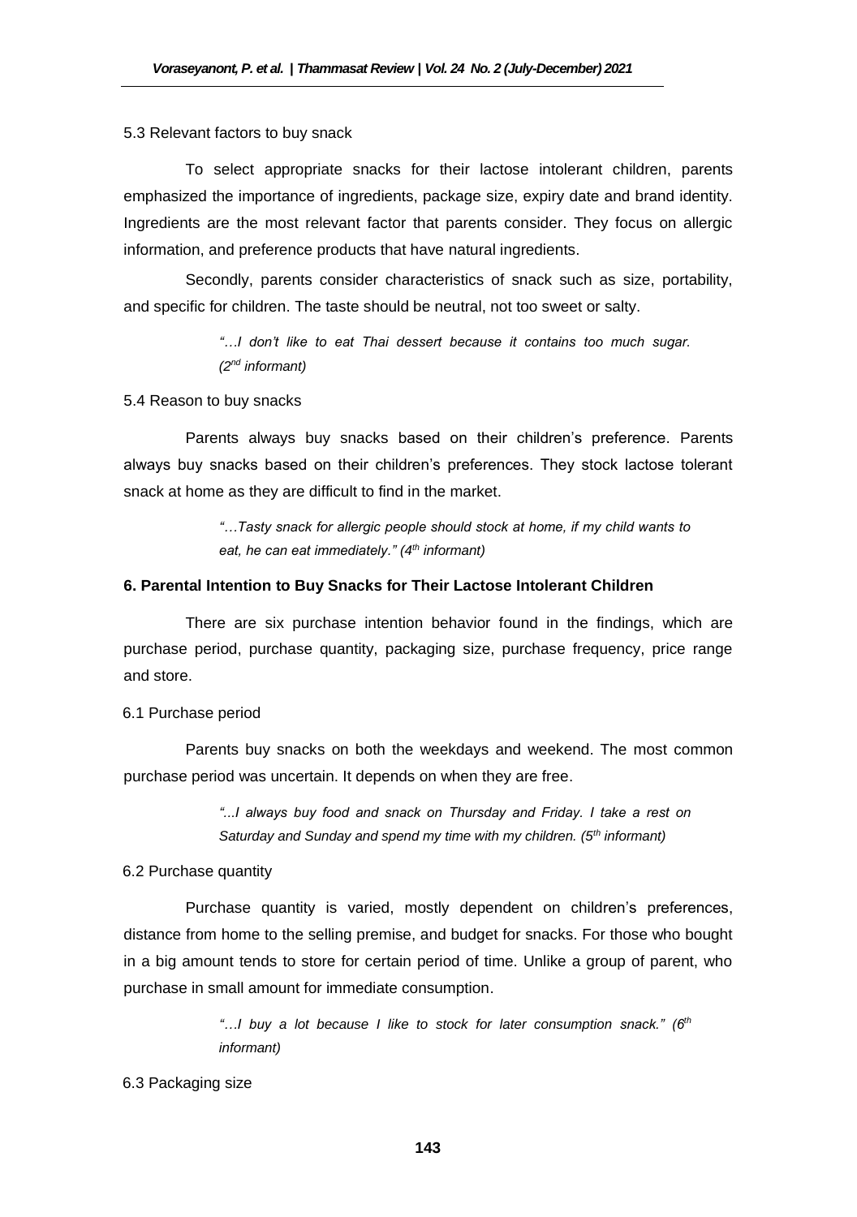5.3 Relevant factors to buy snack

To select appropriate snacks for their lactose intolerant children, parents emphasized the importance of ingredients, package size, expiry date and brand identity. Ingredients are the most relevant factor that parents consider. They focus on allergic information, and preference products that have natural ingredients.

Secondly, parents consider characteristics of snack such as size, portability, and specific for children. The taste should be neutral, not too sweet or salty.

> *"…I don't like to eat Thai dessert because it contains too much sugar. (2nd informant)*

5.4 Reason to buy snacks

Parents always buy snacks based on their children's preference. Parents always buy snacks based on their children's preferences. They stock lactose tolerant snack at home as they are difficult to find in the market.

> *"…Tasty snack for allergic people should stock at home, if my child wants to eat, he can eat immediately." (4th informant)*

**6. Parental Intention to Buy Snacks for Their Lactose Intolerant Children**

There are six purchase intention behavior found in the findings, which are purchase period, purchase quantity, packaging size, purchase frequency, price range and store.

6.1 Purchase period

Parents buy snacks on both the weekdays and weekend. The most common purchase period was uncertain. It depends on when they are free.

> *"...I always buy food and snack on Thursday and Friday. I take a rest on Saturday and Sunday and spend my time with my children. (5th informant)*

6.2 Purchase quantity

Purchase quantity is varied, mostly dependent on children's preferences, distance from home to the selling premise, and budget for snacks. For those who bought in a big amount tends to store for certain period of time. Unlike a group of parent, who purchase in small amount for immediate consumption.

> *"…I buy a lot because I like to stock for later consumption snack." (6th informant)*

6.3 Packaging size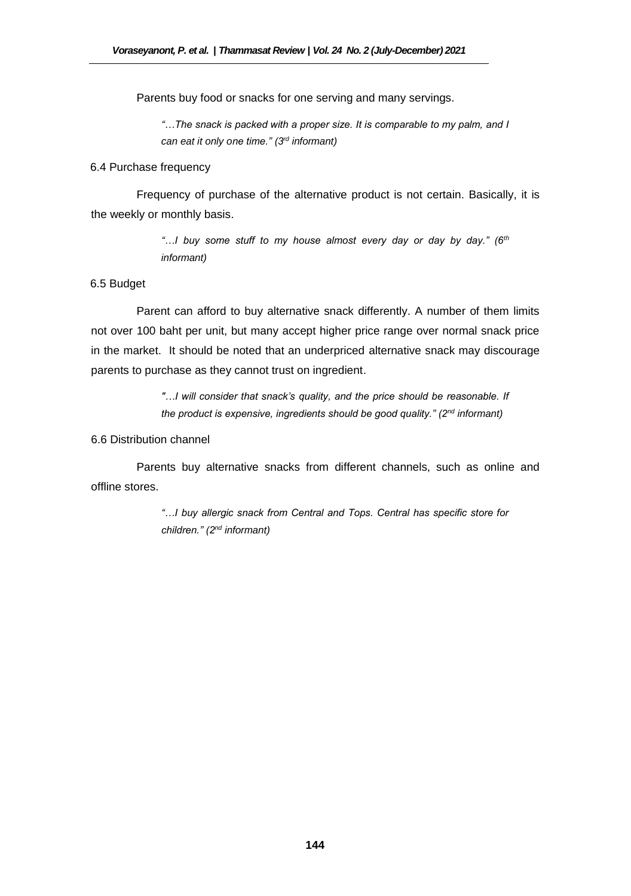Parents buy food or snacks for one serving and many servings.

> *"…The snack is packed with a proper size. It is comparable to my palm, and I can eat it only one time." (3rd informant)*

### 6.4 Purchase frequency

Frequency of purchase of the alternative product is not certain. Basically, it is the weekly or monthly basis.

> *"…I buy some stuff to my house almost every day or day by day." (6th informant)*

### 6.5 Budget

Parent can afford to buy alternative snack differently. A number of them limits not over 100 baht per unit, but many accept higher price range over normal snack price in the market. It should be noted that an underpriced alternative snack may discourage parents to purchase as they cannot trust on ingredient.

> *"…I will consider that snack's quality, and the price should be reasonable. If the product is expensive, ingredients should be good quality." (2nd informant)*

### 6.6 Distribution channel

Parents buy alternative snacks from different channels, such as online and offline stores.

> *"…I buy allergic snack from Central and Tops. Central has specific store for children." (2nd informant)*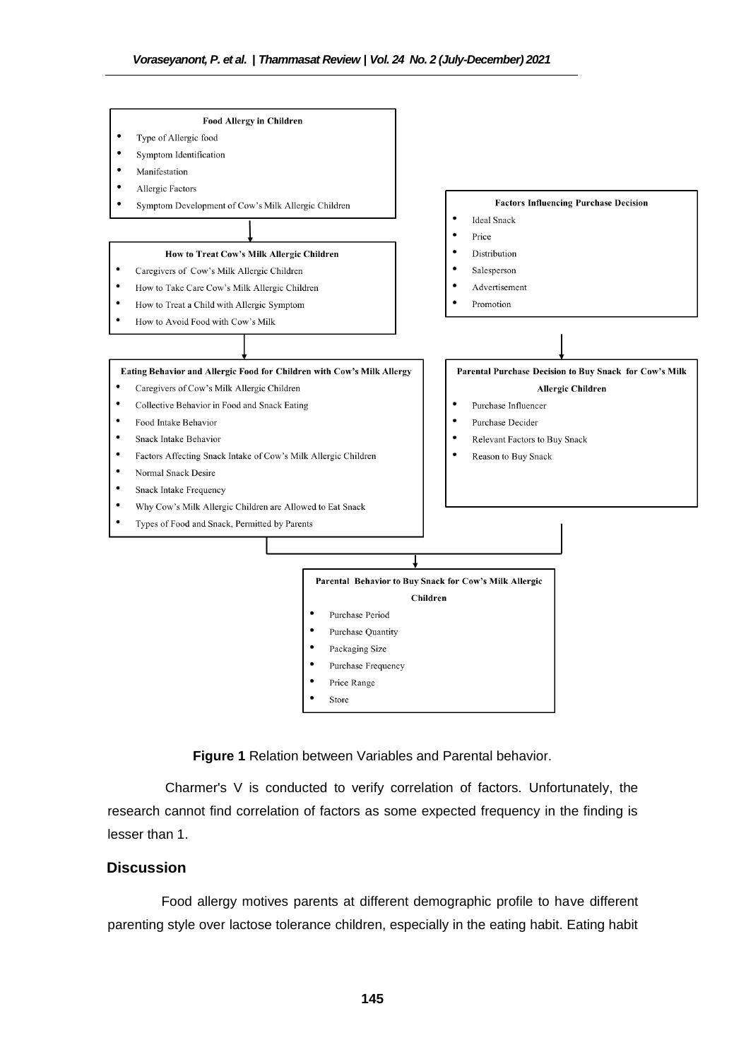**Food Allergy in Children**

- Type of Allergic food
- Symptom Identification
- Manifestation
- Allergic Factors
- Symptom Development of Cow's Milk Allergic Children

**How to Treat Cow's Milk Allergic Children**

- Caregivers of Cow's Milk Allergic Children
- How to Take Care Cow's Milk Allergic Children
- How to Treat a Child with Allergic Symptom
- How to Avoid Food with Cow's Milk

**Eating Behavior and Allergic Food for Children with Cow's Milk Allergy**

- Caregivers of Cow's Milk Allergic Children
- Collective Behavior in Food and Snack Eating
- Food Intake Behavior
- Snack Intake Behavior
- Factors Affecting Snack Intake of Cow's Milk Allergic Children
- Normal Snack Desire
- Snack Intake Frequency
- Why Cow's Milk Allergic Children are Allowed to Eat Snack
- Types of Food and Snack, Permitted by Parents

**Factors Influencing Purchase Decision**

- Ideal Snack
- Price
- Distribution
- Salesperson
- Advertisement
- Promotion

**Parental Purchase Decision to Buy Snack for Cow's Milk Allergic Children**

- Purchase Influencer
- Purchase Decider
- Relevant Factors to Buy Snack
- Reason to Buy Snack

**Parental Behavior to Buy Snack for Cow's Milk Allergic Children**

- Purchase Period
- Purchase Quantity
- Packaging Size
- Purchase Frequency
- Price Range
- Store

**Figure 1** Relation between Variables and Parental behavior.

Charmer's V is conducted to verify correlation of factors. Unfortunately, the research cannot find correlation of factors as some expected frequency in the finding is lesser than 1.

## Discussion

Food allergy motives parents at different demographic profile to have different parenting style over lactose tolerance children, especially in the eating habit. Eating habit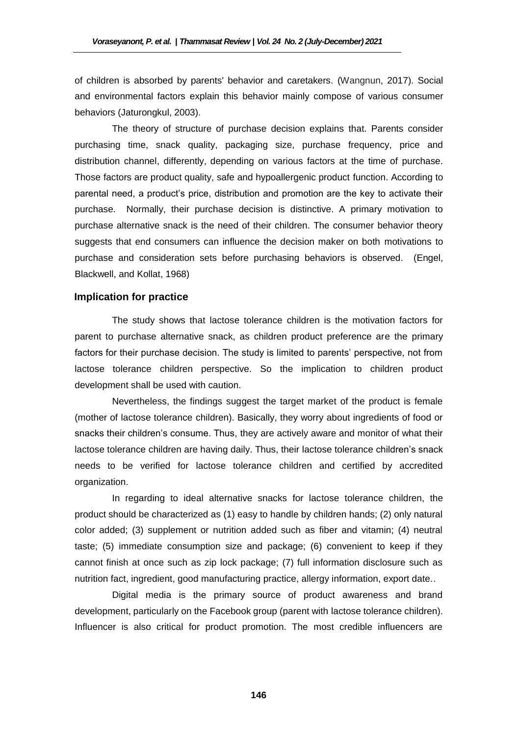of children is absorbed by parents' behavior and caretakers. (Wangnun, 2017). Social and environmental factors explain this behavior mainly compose of various consumer behaviors (Jaturongkul, 2003).

The theory of structure of purchase decision explains that. Parents consider purchasing time, snack quality, packaging size, purchase frequency, price and distribution channel, differently, depending on various factors at the time of purchase. Those factors are product quality, safe and hypoallergenic product function. According to parental need, a product's price, distribution and promotion are the key to activate their purchase. Normally, their purchase decision is distinctive. A primary motivation to purchase alternative snack is the need of their children. The consumer behavior theory suggests that end consumers can influence the decision maker on both motivations to purchase and consideration sets before purchasing behaviors is observed. (Engel, Blackwell, and Kollat, 1968)

## Implication for practice

The study shows that lactose tolerance children is the motivation factors for parent to purchase alternative snack, as children product preference are the primary factors for their purchase decision. The study is limited to parents' perspective, not from lactose tolerance children perspective. So the implication to children product development shall be used with caution.

Nevertheless, the findings suggest the target market of the product is female (mother of lactose tolerance children). Basically, they worry about ingredients of food or snacks their children's consume. Thus, they are actively aware and monitor of what their lactose tolerance children are having daily. Thus, their lactose tolerance children's snack needs to be verified for lactose tolerance children and certified by accredited organization.

In regarding to ideal alternative snacks for lactose tolerance children, the product should be characterized as (1) easy to handle by children hands; (2) only natural color added; (3) supplement or nutrition added such as fiber and vitamin; (4) neutral taste; (5) immediate consumption size and package; (6) convenient to keep if they cannot finish at once such as zip lock package; (7) full information disclosure such as nutrition fact, ingredient, good manufacturing practice, allergy information, export date..

Digital media is the primary source of product awareness and brand development, particularly on the Facebook group (parent with lactose tolerance children). Influencer is also critical for product promotion. The most credible influencers are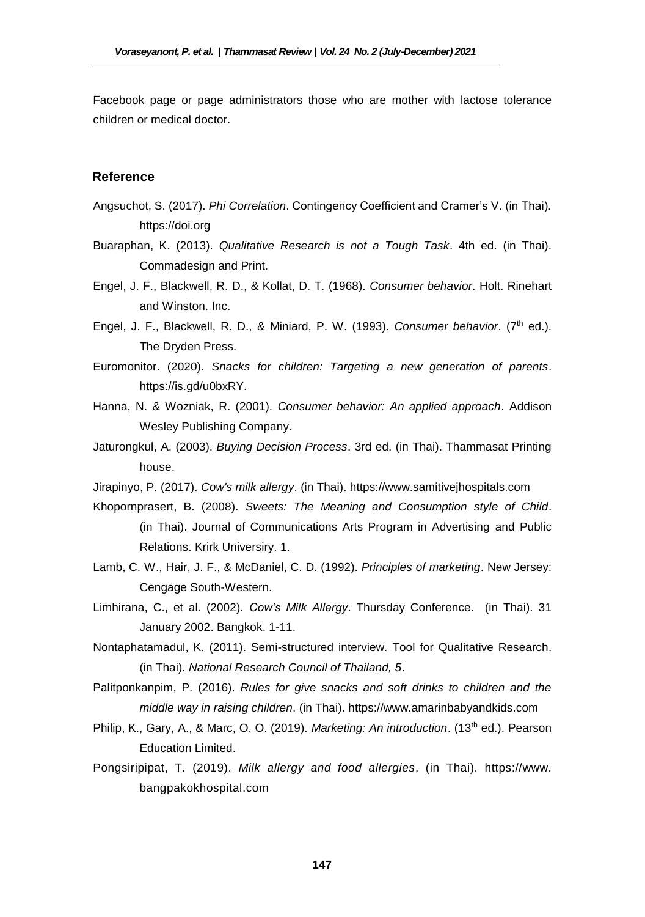Facebook page or page administrators those who are mother with lactose tolerance children or medical doctor.

## Reference

Angsuchot, S. (2017). *Phi Correlation*. Contingency Coefficient and Cramer's V. (in Thai). https://doi.org

Buaraphan, K. (2013). *Qualitative Research is not a Tough Task*. 4th ed. (in Thai). Commadesign and Print.

Engel, J. F., Blackwell, R. D., & Kollat, D. T. (1968). *Consumer behavior*. Holt. Rinehart and Winston. Inc.

Engel, J. F., Blackwell, R. D., & Miniard, P. W. (1993). *Consumer behavior*. (7th ed.). The Dryden Press.

Euromonitor. (2020). *Snacks for children: Targeting a new generation of parents*. https://is.gd/u0bxRY.

Hanna, N. & Wozniak, R. (2001). *Consumer behavior: An applied approach*. Addison Wesley Publishing Company.

Jaturongkul, A. (2003). *Buying Decision Process*. 3rd ed. (in Thai). Thammasat Printing house.

Jirapinyo, P. (2017). *Cow's milk allergy*. (in Thai). https://www.samitivejhospitals.com

Khopornprasert, B. (2008). *Sweets: The Meaning and Consumption style of Child*. (in Thai). Journal of Communications Arts Program in Advertising and Public Relations. Krirk Universiry. 1.

Lamb, C. W., Hair, J. F., & McDaniel, C. D. (1992). *Principles of marketing*. New Jersey: Cengage South-Western.

Limhirana, C., et al. (2002). *Cow's Milk Allergy*. Thursday Conference. (in Thai). 31 January 2002. Bangkok. 1-11.

Nontaphatamadul, K. (2011). Semi-structured interview. Tool for Qualitative Research. (in Thai). *National Research Council of Thailand, 5*.

Palitponkanpim, P. (2016). *Rules for give snacks and soft drinks to children and the middle way in raising children*. (in Thai). https://www.amarinbabyandkids.com

Philip, K., Gary, A., & Marc, O. O. (2019). *Marketing: An introduction*. (13th ed.). Pearson Education Limited.

Pongsiripipat, T. (2019). *Milk allergy and food allergies*. (in Thai). https://www. bangpakokhospital.com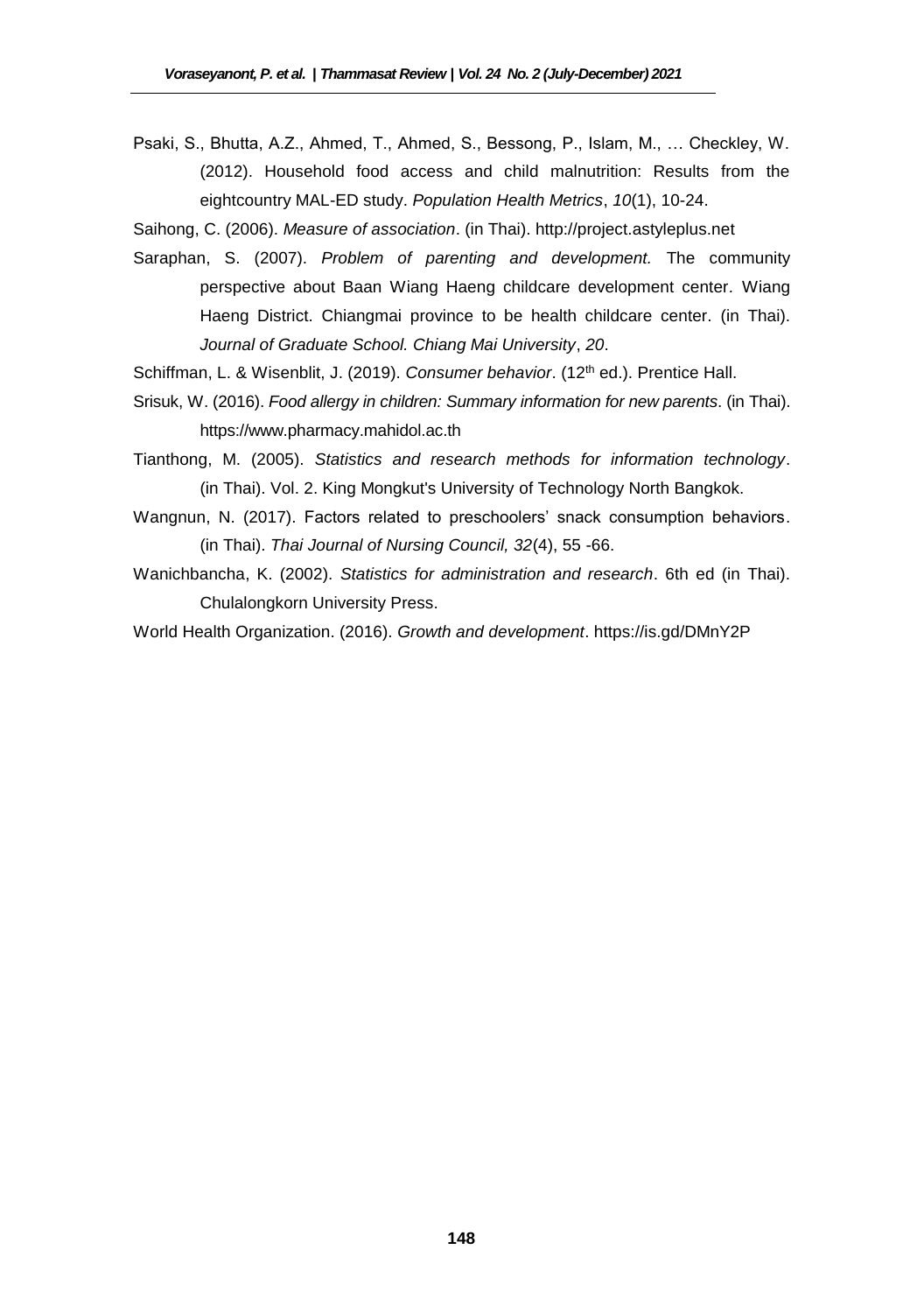Psaki, S., Bhutta, A.Z., Ahmed, T., Ahmed, S., Bessong, P., Islam, M., … Checkley, W. (2012). Household food access and child malnutrition: Results from the eightcountry MAL-ED study. *Population Health Metrics*, *10*(1), 10-24.

Saihong, C. (2006). *Measure of association*. (in Thai). http://project.astyleplus.net

Saraphan, S. (2007). *Problem of parenting and development.* The community perspective about Baan Wiang Haeng childcare development center. Wiang Haeng District. Chiangmai province to be health childcare center. (in Thai). *Journal of Graduate School. Chiang Mai University*, *20*.

Schiffman, L. & Wisenblit, J. (2019). *Consumer behavior*. (12th ed.). Prentice Hall.

Srisuk, W. (2016). *Food allergy in children: Summary information for new parents*. (in Thai). https://www.pharmacy.mahidol.ac.th

Tianthong, M. (2005). *Statistics and research methods for information technology*. (in Thai). Vol. 2. King Mongkut's University of Technology North Bangkok.

Wangnun, N. (2017). Factors related to preschoolers' snack consumption behaviors. (in Thai). *Thai Journal of Nursing Council, 32*(4), 55 -66.

Wanichbancha, K. (2002). *Statistics for administration and research*. 6th ed (in Thai). Chulalongkorn University Press.

World Health Organization. (2016). *Growth and development*. https://is.gd/DMnY2P